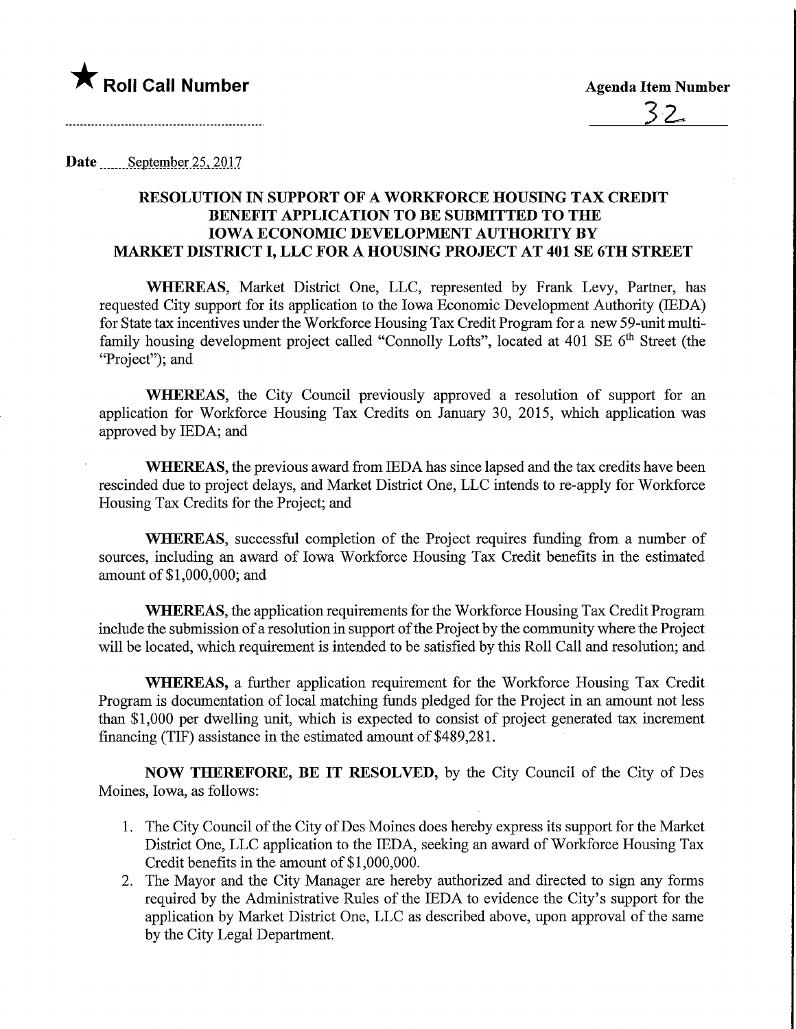★ **Roll Call Number**

**Agenda Item Number**

32

**Date** September 25, 2017

## RESOLUTION IN SUPPORT OF A WORKFORCE HOUSING TAX CREDIT BENEFIT APPLICATION TO BE SUBMITTED TO THE IOWA ECONOMIC DEVELOPMENT AUTHORITY BY MARKET DISTRICT I, LLC FOR A HOUSING PROJECT AT 401 SE 6TH STREET

**WHEREAS**, Market District One, LLC, represented by Frank Levy, Partner, has requested City support for its application to the Iowa Economic Development Authority (IEDA) for State tax incentives under the Workforce Housing Tax Credit Program for a new 59-unit multi-family housing development project called "Connolly Lofts", located at 401 SE 6th Street (the "Project"); and

**WHEREAS**, the City Council previously approved a resolution of support for an application for Workforce Housing Tax Credits on January 30, 2015, which application was approved by IEDA; and

**WHEREAS**, the previous award from IEDA has since lapsed and the tax credits have been rescinded due to project delays, and Market District One, LLC intends to re-apply for Workforce Housing Tax Credits for the Project; and

**WHEREAS**, successful completion of the Project requires funding from a number of sources, including an award of Iowa Workforce Housing Tax Credit benefits in the estimated amount of $1,000,000; and

**WHEREAS**, the application requirements for the Workforce Housing Tax Credit Program include the submission of a resolution in support of the Project by the community where the Project will be located, which requirement is intended to be satisfied by this Roll Call and resolution; and

**WHEREAS**, a further application requirement for the Workforce Housing Tax Credit Program is documentation of local matching funds pledged for the Project in an amount not less than $1,000 per dwelling unit, which is expected to consist of project generated tax increment financing (TIF) assistance in the estimated amount of $489,281.

**NOW THEREFORE, BE IT RESOLVED**, by the City Council of the City of Des Moines, Iowa, as follows:

1. The City Council of the City of Des Moines does hereby express its support for the Market District One, LLC application to the IEDA, seeking an award of Workforce Housing Tax Credit benefits in the amount of $1,000,000.
2. The Mayor and the City Manager are hereby authorized and directed to sign any forms required by the Administrative Rules of the IEDA to evidence the City's support for the application by Market District One, LLC as described above, upon approval of the same by the City Legal Department.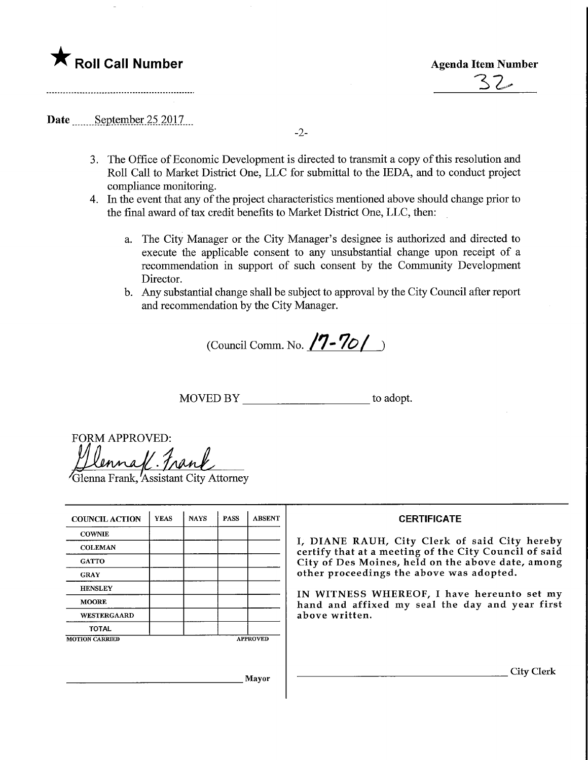★ **Roll Call Number**

**Agenda Item Number**

32

Date September 25 2017

3. The Office of Economic Development is directed to transmit a copy of this resolution and Roll Call to Market District One, LLC for submittal to the IEDA, and to conduct project compliance monitoring.
4. In the event that any of the project characteristics mentioned above should change prior to the final award of tax credit benefits to Market District One, LLC, then:

    a. The City Manager or the City Manager's designee is authorized and directed to execute the applicable consent to any unsubstantial change upon receipt of a recommendation in support of such consent by the Community Development Director.

    b. Any substantial change shall be subject to approval by the City Council after report and recommendation by the City Manager.

(Council Comm. No. 17-701 )

MOVED BY ____________________ to adopt.

FORM APPROVED:

Glenna K. Frank

Glenna Frank, Assistant City Attorney

| COUNCIL ACTION | YEAS | NAYS | PASS | ABSENT |
|---|---|---|---|---|
| COWNIE | | | | |
| COLEMAN | | | | |
| GATTO | | | | |
| GRAY | | | | |
| HENSLEY | | | | |
| MOORE | | | | |
| WESTERGAARD | | | | |
| TOTAL | | | | |

MOTION CARRIED APPROVED

____________________ Mayor

**CERTIFICATE**

I, DIANE RAUH, City Clerk of said City hereby certify that at a meeting of the City Council of said City of Des Moines, held on the above date, among other proceedings the above was adopted.

IN WITNESS WHEREOF, I have hereunto set my hand and affixed my seal the day and year first above written.

____________________ City Clerk